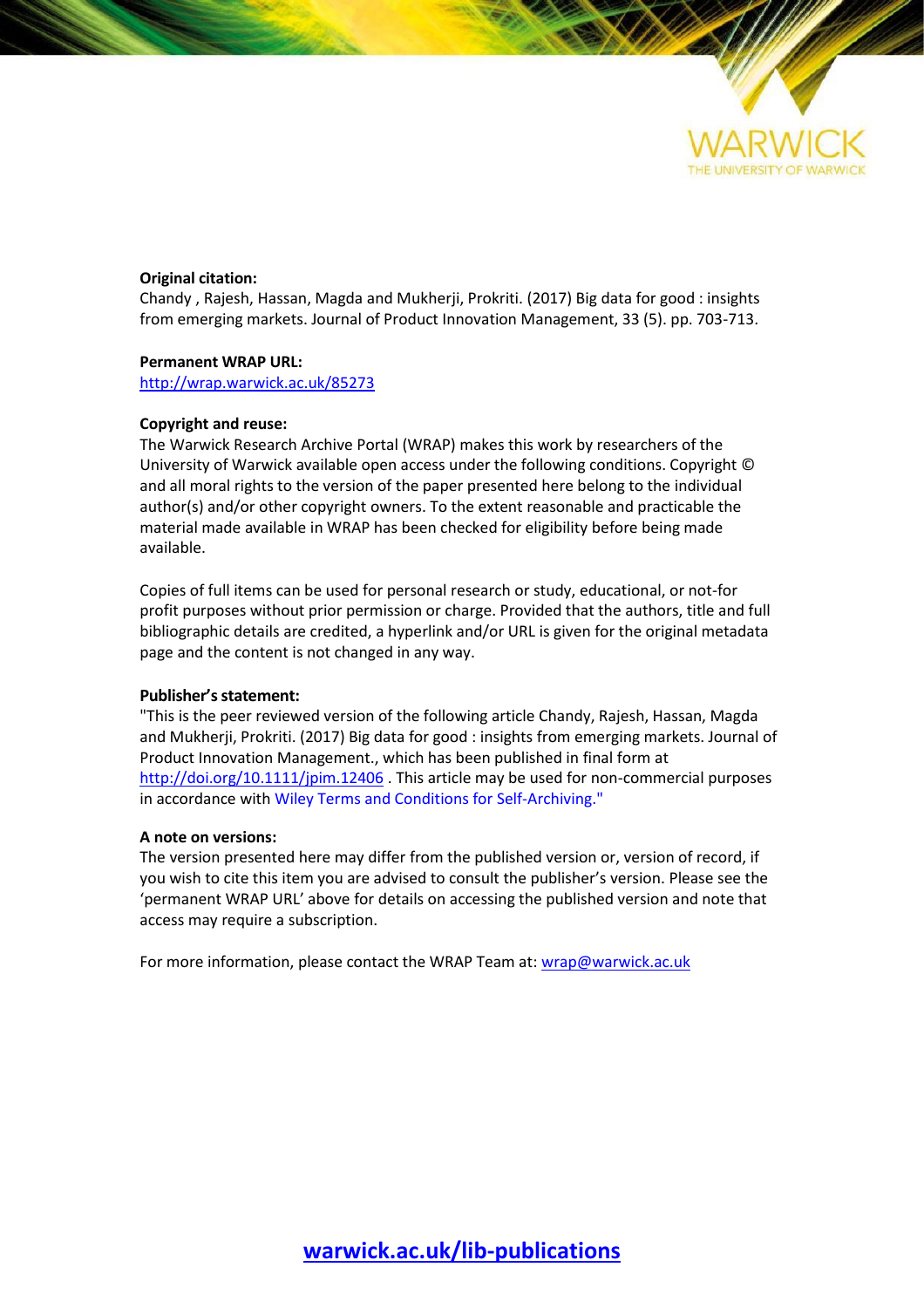**Original citation:**
Chandy , Rajesh, Hassan, Magda and Mukherji, Prokriti. (2017) Big data for good : insights from emerging markets. Journal of Product Innovation Management, 33 (5). pp. 703-713.

**Permanent WRAP URL:**
http://wrap.warwick.ac.uk/85273

**Copyright and reuse:**
The Warwick Research Archive Portal (WRAP) makes this work by researchers of the University of Warwick available open access under the following conditions. Copyright © and all moral rights to the version of the paper presented here belong to the individual author(s) and/or other copyright owners. To the extent reasonable and practicable the material made available in WRAP has been checked for eligibility before being made available.

Copies of full items can be used for personal research or study, educational, or not-for profit purposes without prior permission or charge. Provided that the authors, title and full bibliographic details are credited, a hyperlink and/or URL is given for the original metadata page and the content is not changed in any way.

**Publisher's statement:**
"This is the peer reviewed version of the following article Chandy, Rajesh, Hassan, Magda and Mukherji, Prokriti. (2017) Big data for good : insights from emerging markets. Journal of Product Innovation Management., which has been published in final form at http://doi.org/10.1111/jpim.12406 . This article may be used for non-commercial purposes in accordance with Wiley Terms and Conditions for Self-Archiving."

**A note on versions:**
The version presented here may differ from the published version or, version of record, if you wish to cite this item you are advised to consult the publisher's version. Please see the 'permanent WRAP URL' above for details on accessing the published version and note that access may require a subscription.

For more information, please contact the WRAP Team at: wrap@warwick.ac.uk

**warwick.ac.uk/lib-publications**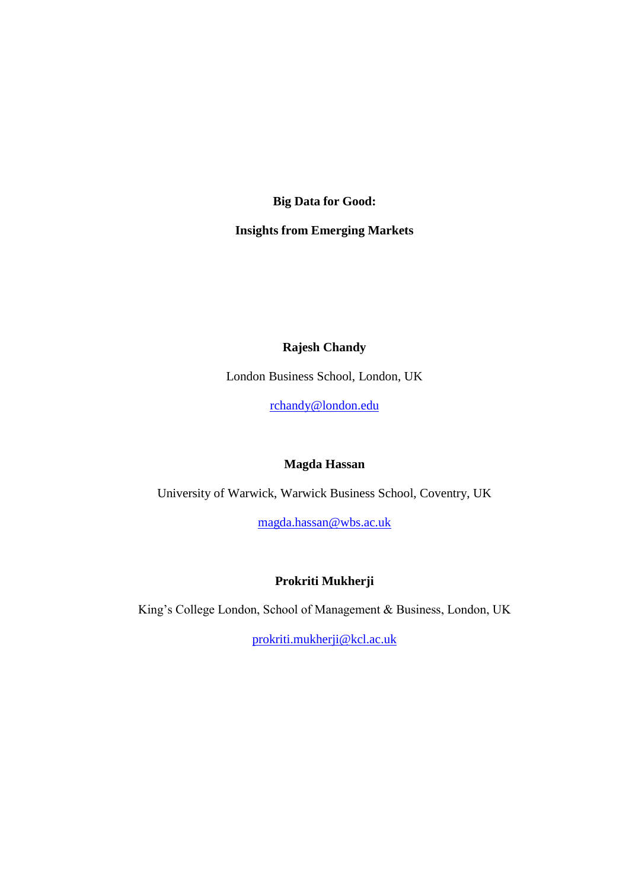**Big Data for Good:**

**Insights from Emerging Markets**

**Rajesh Chandy**

London Business School, London, UK

rchandy@london.edu

**Magda Hassan**

University of Warwick, Warwick Business School, Coventry, UK

magda.hassan@wbs.ac.uk

**Prokriti Mukherji**

King's College London, School of Management & Business, London, UK

prokriti.mukherji@kcl.ac.uk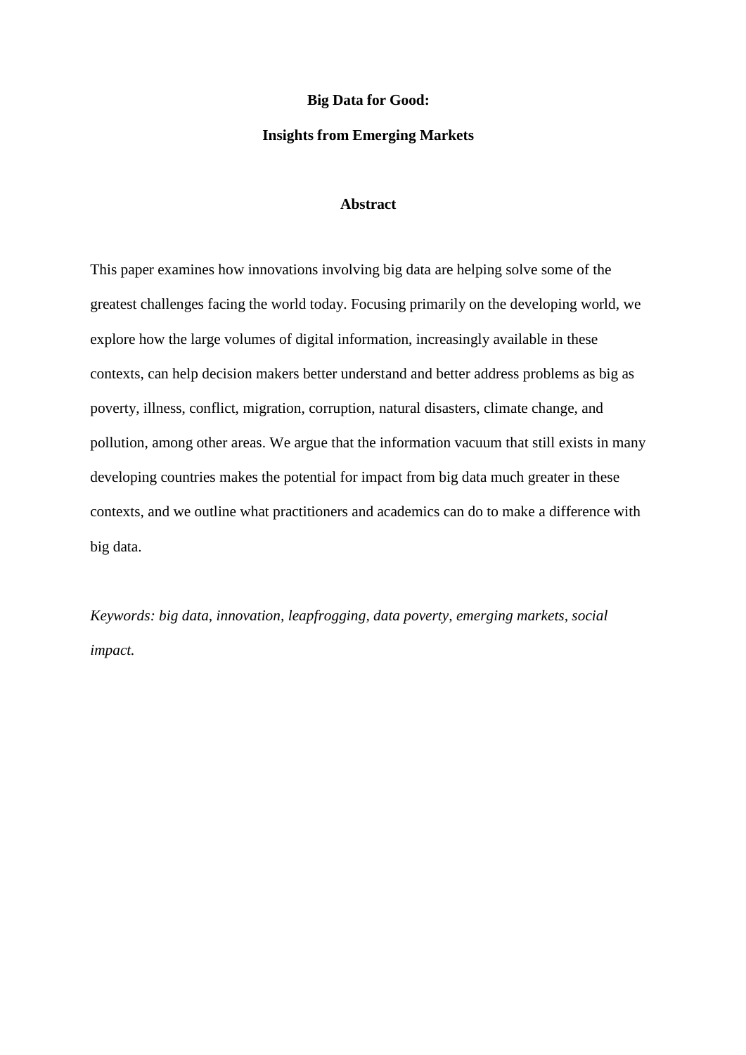# Big Data for Good:

# Insights from Emerging Markets

## Abstract

This paper examines how innovations involving big data are helping solve some of the greatest challenges facing the world today. Focusing primarily on the developing world, we explore how the large volumes of digital information, increasingly available in these contexts, can help decision makers better understand and better address problems as big as poverty, illness, conflict, migration, corruption, natural disasters, climate change, and pollution, among other areas. We argue that the information vacuum that still exists in many developing countries makes the potential for impact from big data much greater in these contexts, and we outline what practitioners and academics can do to make a difference with big data.

*Keywords: big data, innovation, leapfrogging, data poverty, emerging markets, social impact.*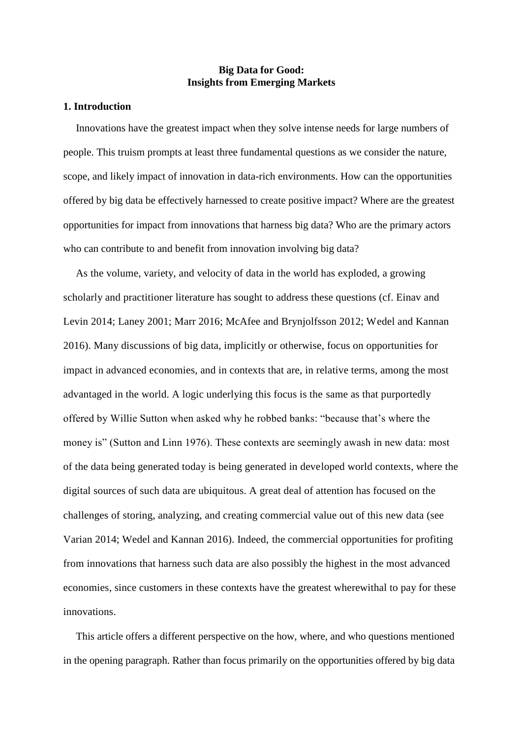**Big Data for Good:**
**Insights from Emerging Markets**

## 1. Introduction

Innovations have the greatest impact when they solve intense needs for large numbers of people. This truism prompts at least three fundamental questions as we consider the nature, scope, and likely impact of innovation in data-rich environments. How can the opportunities offered by big data be effectively harnessed to create positive impact? Where are the greatest opportunities for impact from innovations that harness big data? Who are the primary actors who can contribute to and benefit from innovation involving big data?

As the volume, variety, and velocity of data in the world has exploded, a growing scholarly and practitioner literature has sought to address these questions (cf. Einav and Levin 2014; Laney 2001; Marr 2016; McAfee and Brynjolfsson 2012; Wedel and Kannan 2016). Many discussions of big data, implicitly or otherwise, focus on opportunities for impact in advanced economies, and in contexts that are, in relative terms, among the most advantaged in the world. A logic underlying this focus is the same as that purportedly offered by Willie Sutton when asked why he robbed banks: "because that's where the money is" (Sutton and Linn 1976). These contexts are seemingly awash in new data: most of the data being generated today is being generated in developed world contexts, where the digital sources of such data are ubiquitous. A great deal of attention has focused on the challenges of storing, analyzing, and creating commercial value out of this new data (see Varian 2014; Wedel and Kannan 2016). Indeed, the commercial opportunities for profiting from innovations that harness such data are also possibly the highest in the most advanced economies, since customers in these contexts have the greatest wherewithal to pay for these innovations.

This article offers a different perspective on the how, where, and who questions mentioned in the opening paragraph. Rather than focus primarily on the opportunities offered by big data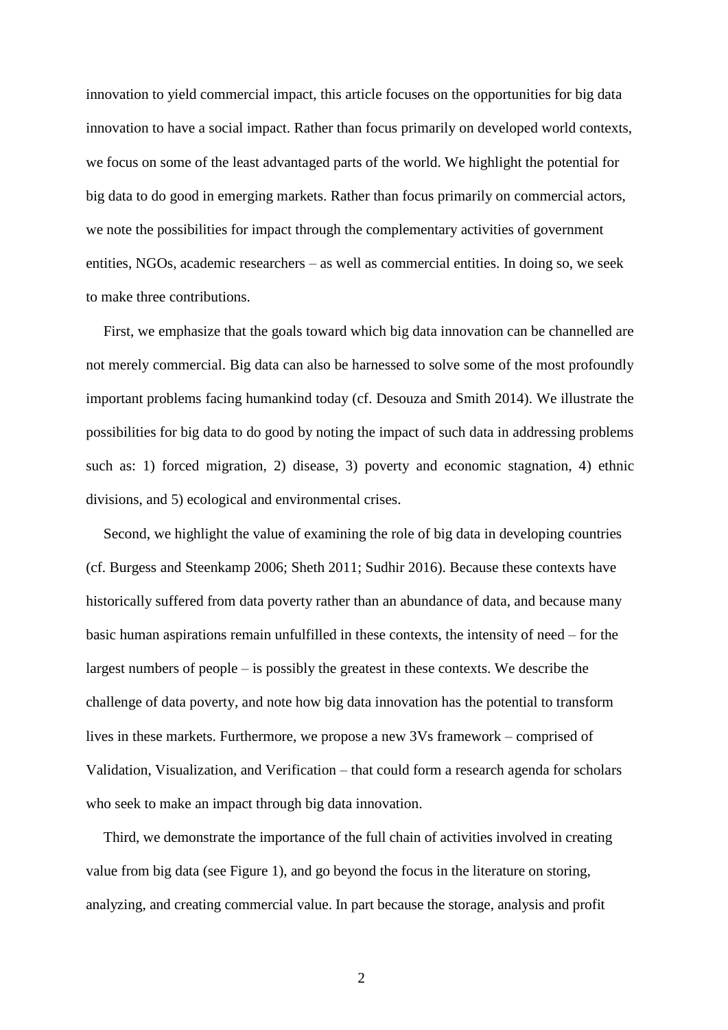innovation to yield commercial impact, this article focuses on the opportunities for big data innovation to have a social impact. Rather than focus primarily on developed world contexts, we focus on some of the least advantaged parts of the world. We highlight the potential for big data to do good in emerging markets. Rather than focus primarily on commercial actors, we note the possibilities for impact through the complementary activities of government entities, NGOs, academic researchers – as well as commercial entities. In doing so, we seek to make three contributions.

First, we emphasize that the goals toward which big data innovation can be channelled are not merely commercial. Big data can also be harnessed to solve some of the most profoundly important problems facing humankind today (cf. Desouza and Smith 2014). We illustrate the possibilities for big data to do good by noting the impact of such data in addressing problems such as: 1) forced migration, 2) disease, 3) poverty and economic stagnation, 4) ethnic divisions, and 5) ecological and environmental crises.

Second, we highlight the value of examining the role of big data in developing countries (cf. Burgess and Steenkamp 2006; Sheth 2011; Sudhir 2016). Because these contexts have historically suffered from data poverty rather than an abundance of data, and because many basic human aspirations remain unfulfilled in these contexts, the intensity of need – for the largest numbers of people – is possibly the greatest in these contexts. We describe the challenge of data poverty, and note how big data innovation has the potential to transform lives in these markets. Furthermore, we propose a new 3Vs framework – comprised of Validation, Visualization, and Verification – that could form a research agenda for scholars who seek to make an impact through big data innovation.

Third, we demonstrate the importance of the full chain of activities involved in creating value from big data (see Figure 1), and go beyond the focus in the literature on storing, analyzing, and creating commercial value. In part because the storage, analysis and profit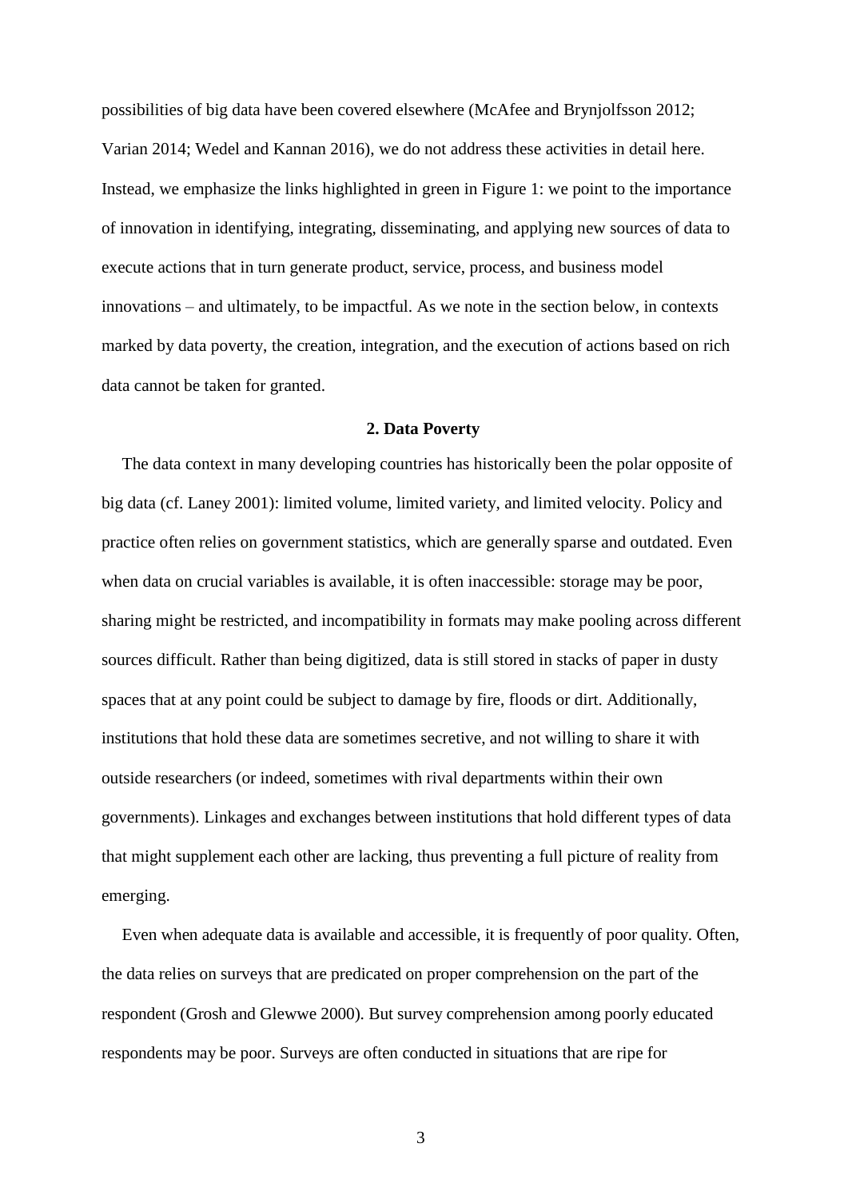possibilities of big data have been covered elsewhere (McAfee and Brynjolfsson 2012; Varian 2014; Wedel and Kannan 2016), we do not address these activities in detail here. Instead, we emphasize the links highlighted in green in Figure 1: we point to the importance of innovation in identifying, integrating, disseminating, and applying new sources of data to execute actions that in turn generate product, service, process, and business model innovations – and ultimately, to be impactful. As we note in the section below, in contexts marked by data poverty, the creation, integration, and the execution of actions based on rich data cannot be taken for granted.

## 2. Data Poverty

The data context in many developing countries has historically been the polar opposite of big data (cf. Laney 2001): limited volume, limited variety, and limited velocity. Policy and practice often relies on government statistics, which are generally sparse and outdated. Even when data on crucial variables is available, it is often inaccessible: storage may be poor, sharing might be restricted, and incompatibility in formats may make pooling across different sources difficult. Rather than being digitized, data is still stored in stacks of paper in dusty spaces that at any point could be subject to damage by fire, floods or dirt. Additionally, institutions that hold these data are sometimes secretive, and not willing to share it with outside researchers (or indeed, sometimes with rival departments within their own governments). Linkages and exchanges between institutions that hold different types of data that might supplement each other are lacking, thus preventing a full picture of reality from emerging.

Even when adequate data is available and accessible, it is frequently of poor quality. Often, the data relies on surveys that are predicated on proper comprehension on the part of the respondent (Grosh and Glewwe 2000). But survey comprehension among poorly educated respondents may be poor. Surveys are often conducted in situations that are ripe for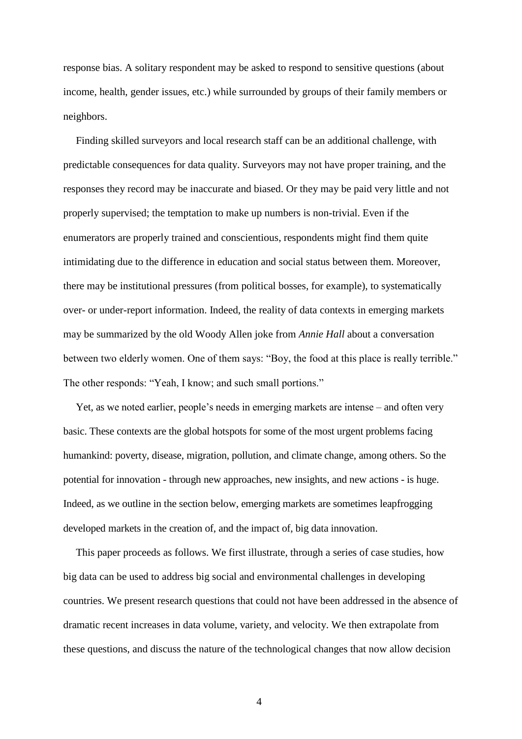response bias. A solitary respondent may be asked to respond to sensitive questions (about income, health, gender issues, etc.) while surrounded by groups of their family members or neighbors.

Finding skilled surveyors and local research staff can be an additional challenge, with predictable consequences for data quality. Surveyors may not have proper training, and the responses they record may be inaccurate and biased. Or they may be paid very little and not properly supervised; the temptation to make up numbers is non-trivial. Even if the enumerators are properly trained and conscientious, respondents might find them quite intimidating due to the difference in education and social status between them. Moreover, there may be institutional pressures (from political bosses, for example), to systematically over- or under-report information. Indeed, the reality of data contexts in emerging markets may be summarized by the old Woody Allen joke from *Annie Hall* about a conversation between two elderly women. One of them says: "Boy, the food at this place is really terrible." The other responds: "Yeah, I know; and such small portions."

Yet, as we noted earlier, people's needs in emerging markets are intense – and often very basic. These contexts are the global hotspots for some of the most urgent problems facing humankind: poverty, disease, migration, pollution, and climate change, among others. So the potential for innovation - through new approaches, new insights, and new actions - is huge. Indeed, as we outline in the section below, emerging markets are sometimes leapfrogging developed markets in the creation of, and the impact of, big data innovation.

This paper proceeds as follows. We first illustrate, through a series of case studies, how big data can be used to address big social and environmental challenges in developing countries. We present research questions that could not have been addressed in the absence of dramatic recent increases in data volume, variety, and velocity. We then extrapolate from these questions, and discuss the nature of the technological changes that now allow decision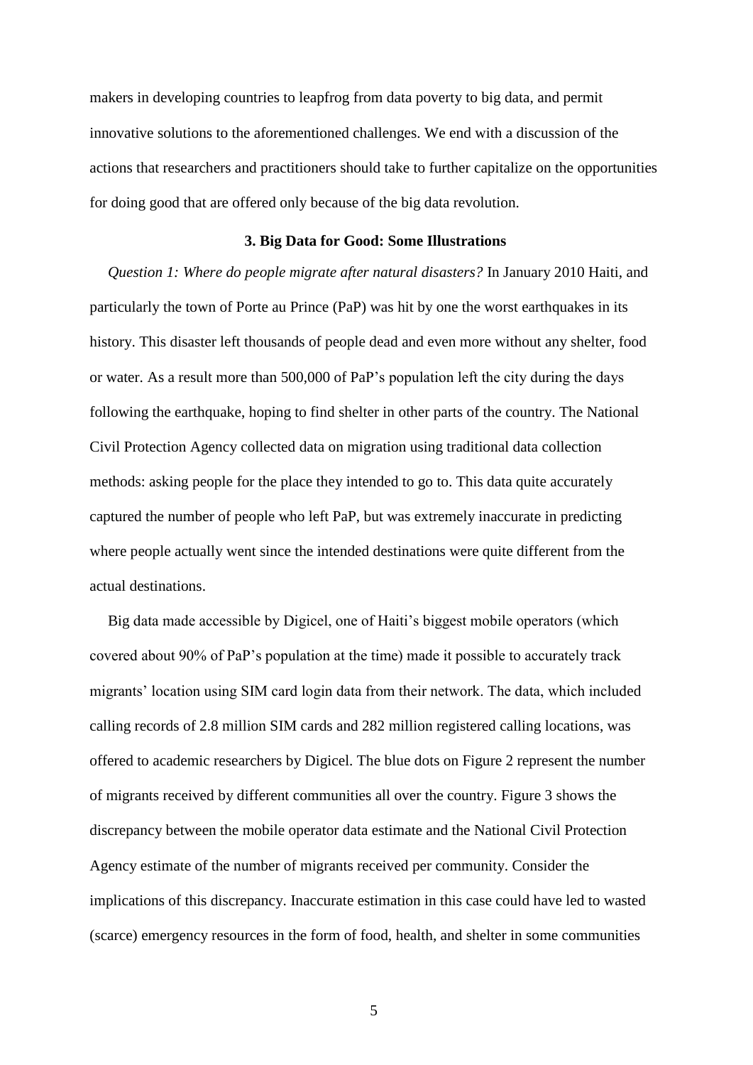makers in developing countries to leapfrog from data poverty to big data, and permit innovative solutions to the aforementioned challenges. We end with a discussion of the actions that researchers and practitioners should take to further capitalize on the opportunities for doing good that are offered only because of the big data revolution.

## 3. Big Data for Good: Some Illustrations

*Question 1: Where do people migrate after natural disasters?* In January 2010 Haiti, and particularly the town of Porte au Prince (PaP) was hit by one the worst earthquakes in its history. This disaster left thousands of people dead and even more without any shelter, food or water. As a result more than 500,000 of PaP's population left the city during the days following the earthquake, hoping to find shelter in other parts of the country. The National Civil Protection Agency collected data on migration using traditional data collection methods: asking people for the place they intended to go to. This data quite accurately captured the number of people who left PaP, but was extremely inaccurate in predicting where people actually went since the intended destinations were quite different from the actual destinations.

Big data made accessible by Digicel, one of Haiti's biggest mobile operators (which covered about 90% of PaP's population at the time) made it possible to accurately track migrants' location using SIM card login data from their network. The data, which included calling records of 2.8 million SIM cards and 282 million registered calling locations, was offered to academic researchers by Digicel. The blue dots on Figure 2 represent the number of migrants received by different communities all over the country. Figure 3 shows the discrepancy between the mobile operator data estimate and the National Civil Protection Agency estimate of the number of migrants received per community. Consider the implications of this discrepancy. Inaccurate estimation in this case could have led to wasted (scarce) emergency resources in the form of food, health, and shelter in some communities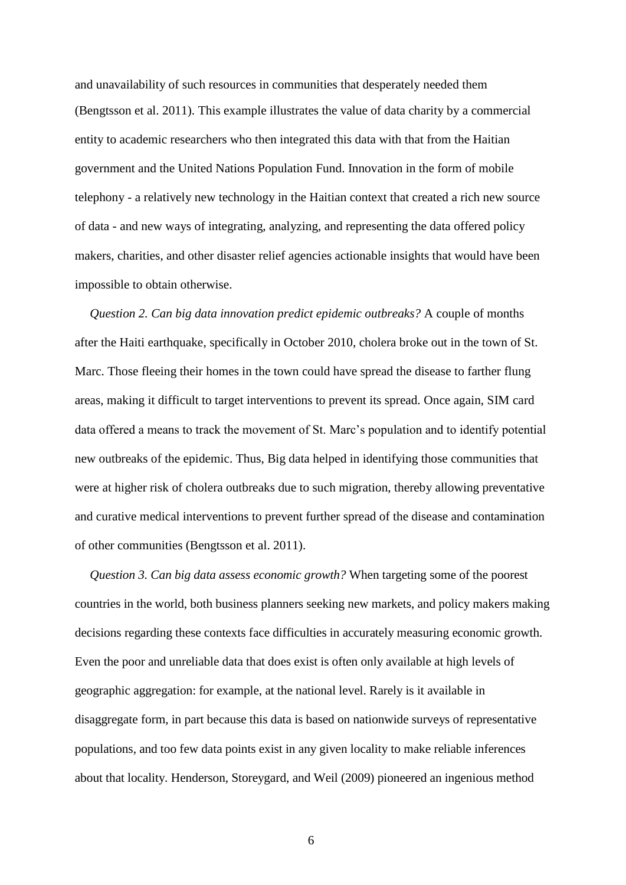and unavailability of such resources in communities that desperately needed them (Bengtsson et al. 2011). This example illustrates the value of data charity by a commercial entity to academic researchers who then integrated this data with that from the Haitian government and the United Nations Population Fund. Innovation in the form of mobile telephony - a relatively new technology in the Haitian context that created a rich new source of data - and new ways of integrating, analyzing, and representing the data offered policy makers, charities, and other disaster relief agencies actionable insights that would have been impossible to obtain otherwise.

*Question 2. Can big data innovation predict epidemic outbreaks?* A couple of months after the Haiti earthquake, specifically in October 2010, cholera broke out in the town of St. Marc. Those fleeing their homes in the town could have spread the disease to farther flung areas, making it difficult to target interventions to prevent its spread. Once again, SIM card data offered a means to track the movement of St. Marc's population and to identify potential new outbreaks of the epidemic. Thus, Big data helped in identifying those communities that were at higher risk of cholera outbreaks due to such migration, thereby allowing preventative and curative medical interventions to prevent further spread of the disease and contamination of other communities (Bengtsson et al. 2011).

*Question 3. Can big data assess economic growth?* When targeting some of the poorest countries in the world, both business planners seeking new markets, and policy makers making decisions regarding these contexts face difficulties in accurately measuring economic growth. Even the poor and unreliable data that does exist is often only available at high levels of geographic aggregation: for example, at the national level. Rarely is it available in disaggregate form, in part because this data is based on nationwide surveys of representative populations, and too few data points exist in any given locality to make reliable inferences about that locality. Henderson, Storeygard, and Weil (2009) pioneered an ingenious method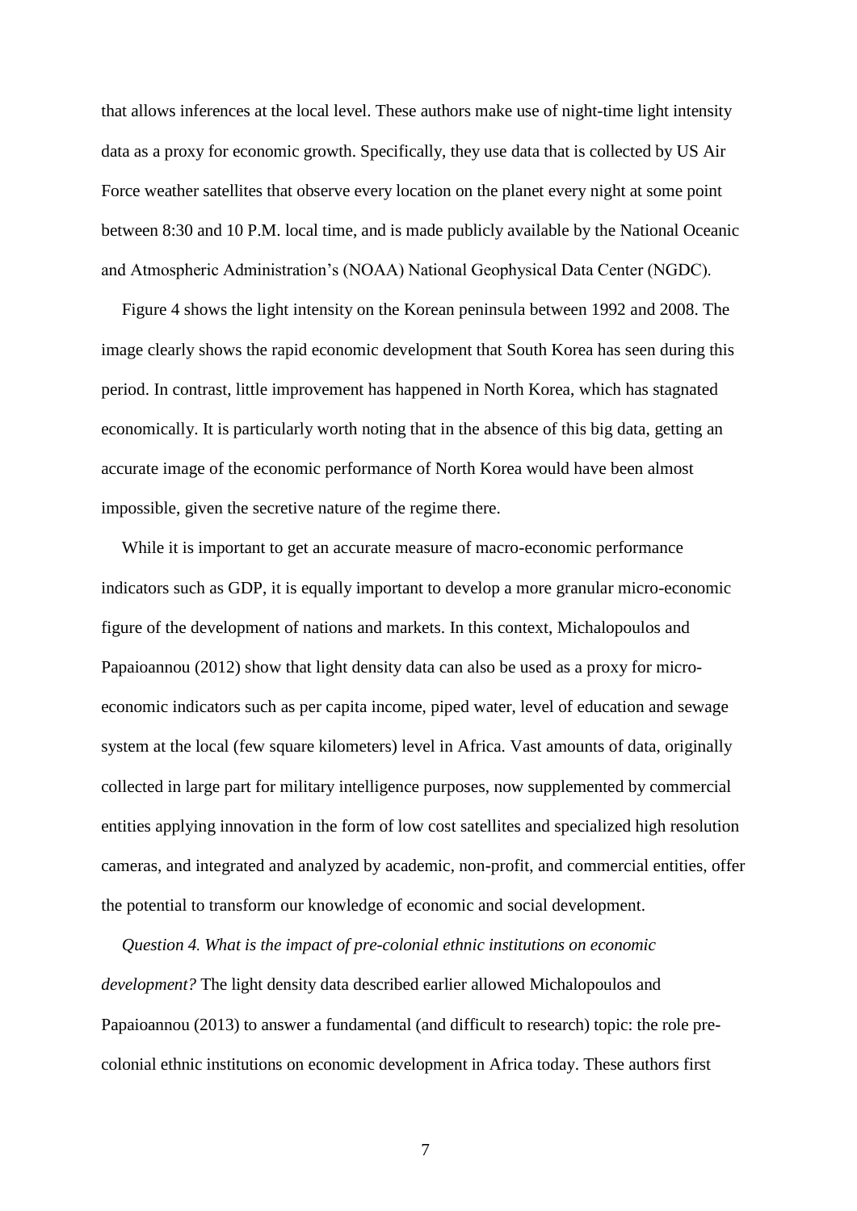that allows inferences at the local level. These authors make use of night-time light intensity data as a proxy for economic growth. Specifically, they use data that is collected by US Air Force weather satellites that observe every location on the planet every night at some point between 8:30 and 10 P.M. local time, and is made publicly available by the National Oceanic and Atmospheric Administration's (NOAA) National Geophysical Data Center (NGDC).

Figure 4 shows the light intensity on the Korean peninsula between 1992 and 2008. The image clearly shows the rapid economic development that South Korea has seen during this period. In contrast, little improvement has happened in North Korea, which has stagnated economically. It is particularly worth noting that in the absence of this big data, getting an accurate image of the economic performance of North Korea would have been almost impossible, given the secretive nature of the regime there.

While it is important to get an accurate measure of macro-economic performance indicators such as GDP, it is equally important to develop a more granular micro-economic figure of the development of nations and markets. In this context, Michalopoulos and Papaioannou (2012) show that light density data can also be used as a proxy for micro-economic indicators such as per capita income, piped water, level of education and sewage system at the local (few square kilometers) level in Africa. Vast amounts of data, originally collected in large part for military intelligence purposes, now supplemented by commercial entities applying innovation in the form of low cost satellites and specialized high resolution cameras, and integrated and analyzed by academic, non-profit, and commercial entities, offer the potential to transform our knowledge of economic and social development.

*Question 4. What is the impact of pre-colonial ethnic institutions on economic development?* The light density data described earlier allowed Michalopoulos and Papaioannou (2013) to answer a fundamental (and difficult to research) topic: the role pre-colonial ethnic institutions on economic development in Africa today. These authors first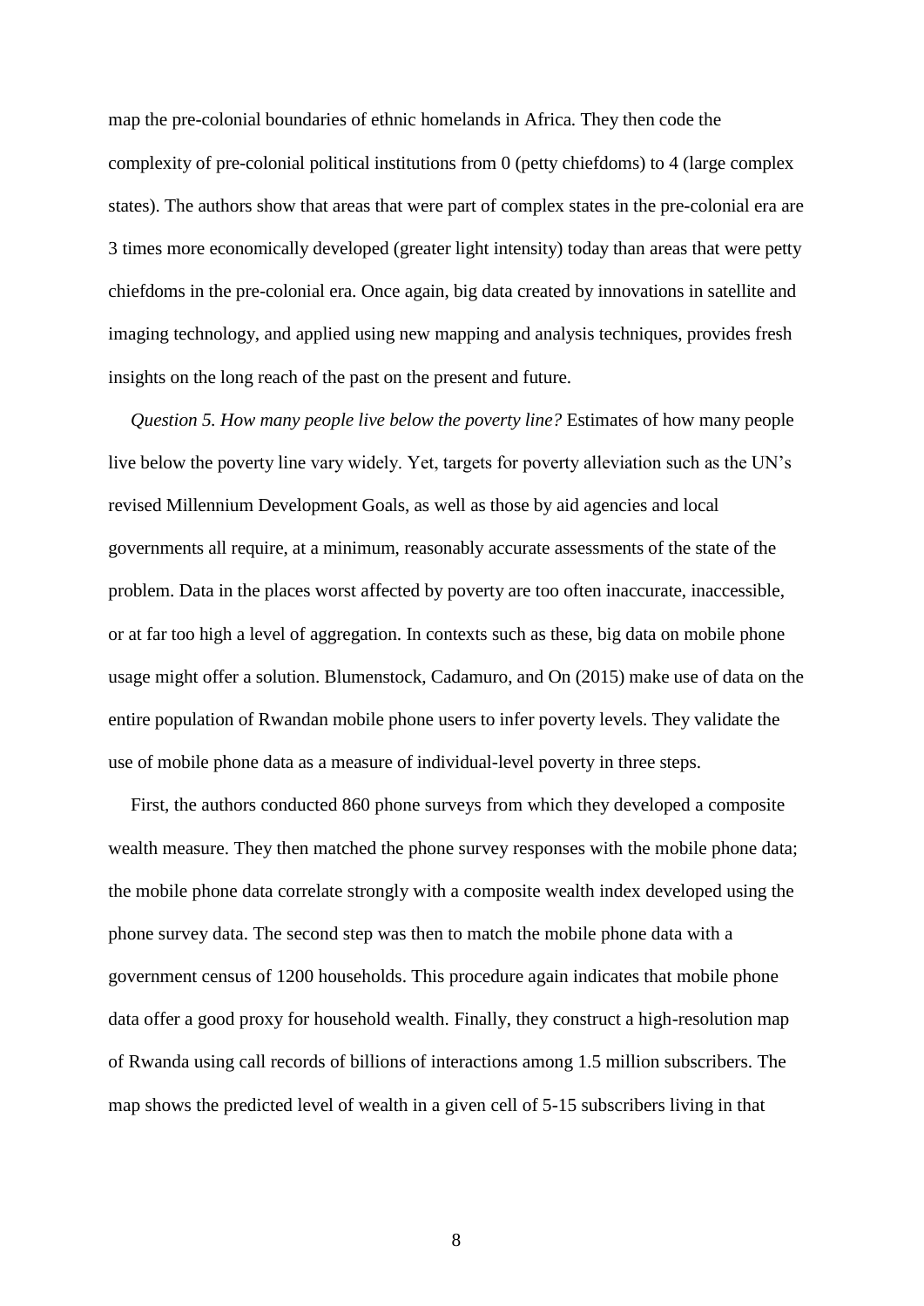map the pre-colonial boundaries of ethnic homelands in Africa. They then code the complexity of pre-colonial political institutions from 0 (petty chiefdoms) to 4 (large complex states). The authors show that areas that were part of complex states in the pre-colonial era are 3 times more economically developed (greater light intensity) today than areas that were petty chiefdoms in the pre-colonial era. Once again, big data created by innovations in satellite and imaging technology, and applied using new mapping and analysis techniques, provides fresh insights on the long reach of the past on the present and future.

*Question 5. How many people live below the poverty line?* Estimates of how many people live below the poverty line vary widely. Yet, targets for poverty alleviation such as the UN's revised Millennium Development Goals, as well as those by aid agencies and local governments all require, at a minimum, reasonably accurate assessments of the state of the problem. Data in the places worst affected by poverty are too often inaccurate, inaccessible, or at far too high a level of aggregation. In contexts such as these, big data on mobile phone usage might offer a solution. Blumenstock, Cadamuro, and On (2015) make use of data on the entire population of Rwandan mobile phone users to infer poverty levels. They validate the use of mobile phone data as a measure of individual-level poverty in three steps.

First, the authors conducted 860 phone surveys from which they developed a composite wealth measure. They then matched the phone survey responses with the mobile phone data; the mobile phone data correlate strongly with a composite wealth index developed using the phone survey data. The second step was then to match the mobile phone data with a government census of 1200 households. This procedure again indicates that mobile phone data offer a good proxy for household wealth. Finally, they construct a high-resolution map of Rwanda using call records of billions of interactions among 1.5 million subscribers. The map shows the predicted level of wealth in a given cell of 5-15 subscribers living in that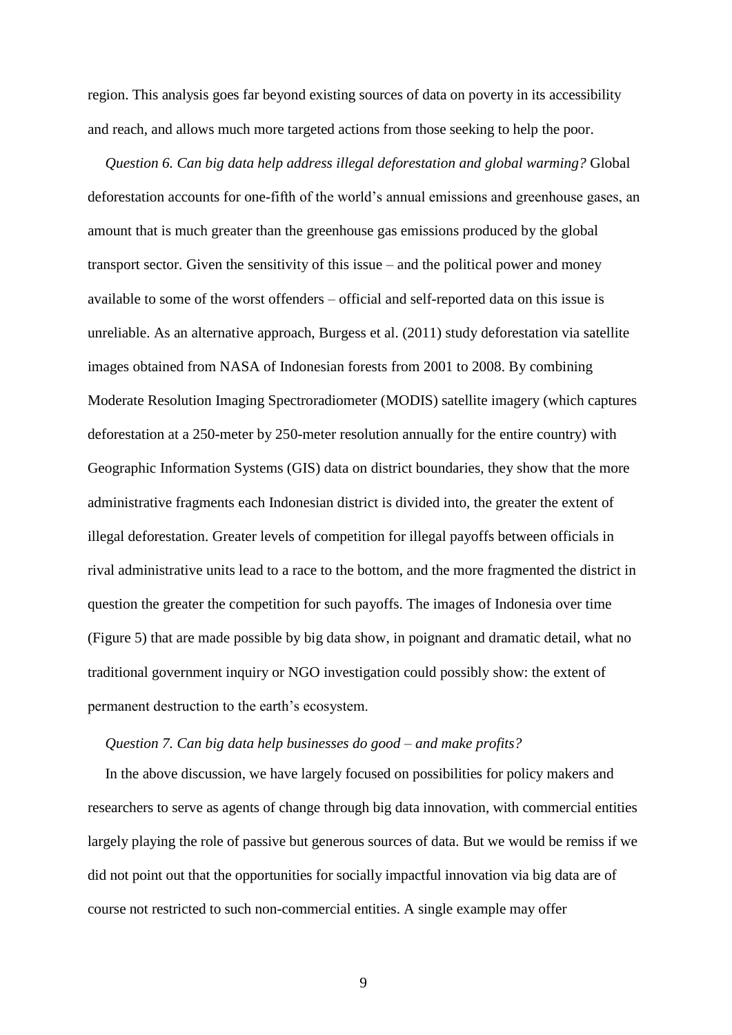region. This analysis goes far beyond existing sources of data on poverty in its accessibility and reach, and allows much more targeted actions from those seeking to help the poor.

*Question 6. Can big data help address illegal deforestation and global warming?* Global deforestation accounts for one-fifth of the world's annual emissions and greenhouse gases, an amount that is much greater than the greenhouse gas emissions produced by the global transport sector. Given the sensitivity of this issue – and the political power and money available to some of the worst offenders – official and self-reported data on this issue is unreliable. As an alternative approach, Burgess et al. (2011) study deforestation via satellite images obtained from NASA of Indonesian forests from 2001 to 2008. By combining Moderate Resolution Imaging Spectroradiometer (MODIS) satellite imagery (which captures deforestation at a 250-meter by 250-meter resolution annually for the entire country) with Geographic Information Systems (GIS) data on district boundaries, they show that the more administrative fragments each Indonesian district is divided into, the greater the extent of illegal deforestation. Greater levels of competition for illegal payoffs between officials in rival administrative units lead to a race to the bottom, and the more fragmented the district in question the greater the competition for such payoffs. The images of Indonesia over time (Figure 5) that are made possible by big data show, in poignant and dramatic detail, what no traditional government inquiry or NGO investigation could possibly show: the extent of permanent destruction to the earth's ecosystem.

*Question 7. Can big data help businesses do good – and make profits?*

In the above discussion, we have largely focused on possibilities for policy makers and researchers to serve as agents of change through big data innovation, with commercial entities largely playing the role of passive but generous sources of data. But we would be remiss if we did not point out that the opportunities for socially impactful innovation via big data are of course not restricted to such non-commercial entities. A single example may offer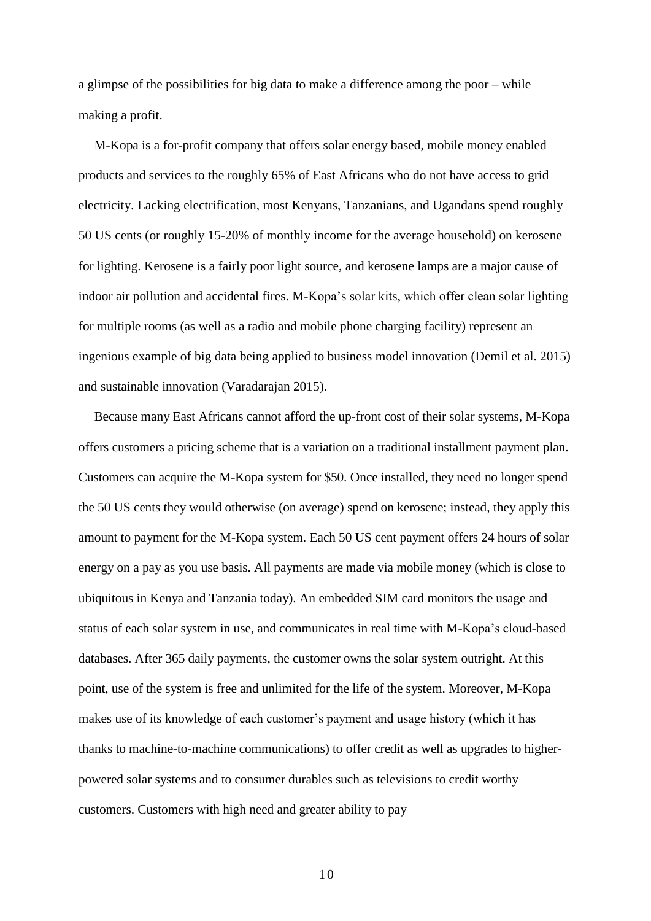a glimpse of the possibilities for big data to make a difference among the poor – while making a profit.

M-Kopa is a for-profit company that offers solar energy based, mobile money enabled products and services to the roughly 65% of East Africans who do not have access to grid electricity. Lacking electrification, most Kenyans, Tanzanians, and Ugandans spend roughly 50 US cents (or roughly 15-20% of monthly income for the average household) on kerosene for lighting. Kerosene is a fairly poor light source, and kerosene lamps are a major cause of indoor air pollution and accidental fires. M-Kopa's solar kits, which offer clean solar lighting for multiple rooms (as well as a radio and mobile phone charging facility) represent an ingenious example of big data being applied to business model innovation (Demil et al. 2015) and sustainable innovation (Varadarajan 2015).

Because many East Africans cannot afford the up-front cost of their solar systems, M-Kopa offers customers a pricing scheme that is a variation on a traditional installment payment plan. Customers can acquire the M-Kopa system for $50. Once installed, they need no longer spend the 50 US cents they would otherwise (on average) spend on kerosene; instead, they apply this amount to payment for the M-Kopa system. Each 50 US cent payment offers 24 hours of solar energy on a pay as you use basis. All payments are made via mobile money (which is close to ubiquitous in Kenya and Tanzania today). An embedded SIM card monitors the usage and status of each solar system in use, and communicates in real time with M-Kopa's cloud-based databases. After 365 daily payments, the customer owns the solar system outright. At this point, use of the system is free and unlimited for the life of the system. Moreover, M-Kopa makes use of its knowledge of each customer's payment and usage history (which it has thanks to machine-to-machine communications) to offer credit as well as upgrades to higher-powered solar systems and to consumer durables such as televisions to credit worthy customers. Customers with high need and greater ability to pay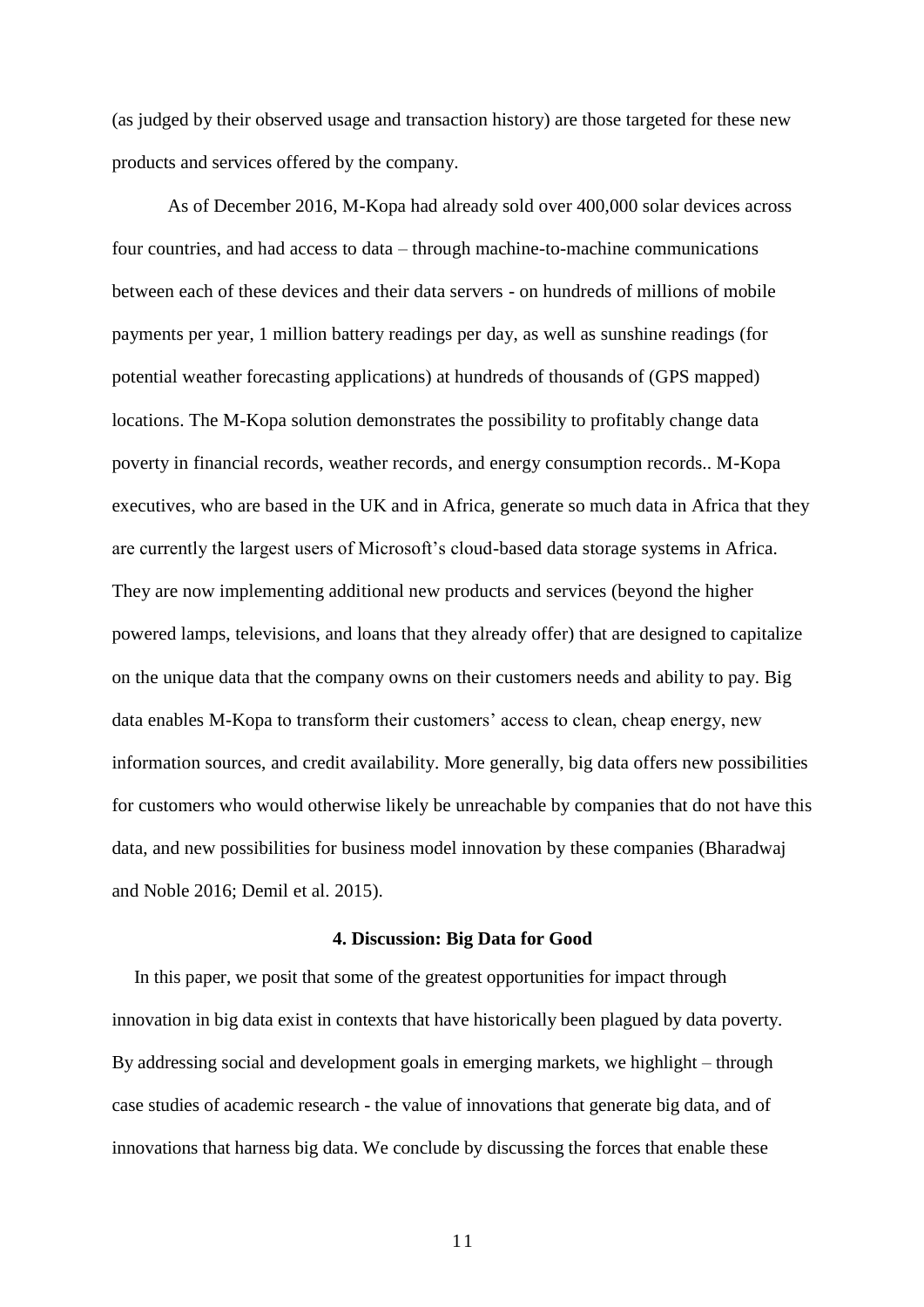(as judged by their observed usage and transaction history) are those targeted for these new products and services offered by the company.

As of December 2016, M-Kopa had already sold over 400,000 solar devices across four countries, and had access to data – through machine-to-machine communications between each of these devices and their data servers - on hundreds of millions of mobile payments per year, 1 million battery readings per day, as well as sunshine readings (for potential weather forecasting applications) at hundreds of thousands of (GPS mapped) locations. The M-Kopa solution demonstrates the possibility to profitably change data poverty in financial records, weather records, and energy consumption records.. M-Kopa executives, who are based in the UK and in Africa, generate so much data in Africa that they are currently the largest users of Microsoft's cloud-based data storage systems in Africa. They are now implementing additional new products and services (beyond the higher powered lamps, televisions, and loans that they already offer) that are designed to capitalize on the unique data that the company owns on their customers needs and ability to pay. Big data enables M-Kopa to transform their customers' access to clean, cheap energy, new information sources, and credit availability. More generally, big data offers new possibilities for customers who would otherwise likely be unreachable by companies that do not have this data, and new possibilities for business model innovation by these companies (Bharadwaj and Noble 2016; Demil et al. 2015).

## 4. Discussion: Big Data for Good

In this paper, we posit that some of the greatest opportunities for impact through innovation in big data exist in contexts that have historically been plagued by data poverty. By addressing social and development goals in emerging markets, we highlight – through case studies of academic research - the value of innovations that generate big data, and of innovations that harness big data. We conclude by discussing the forces that enable these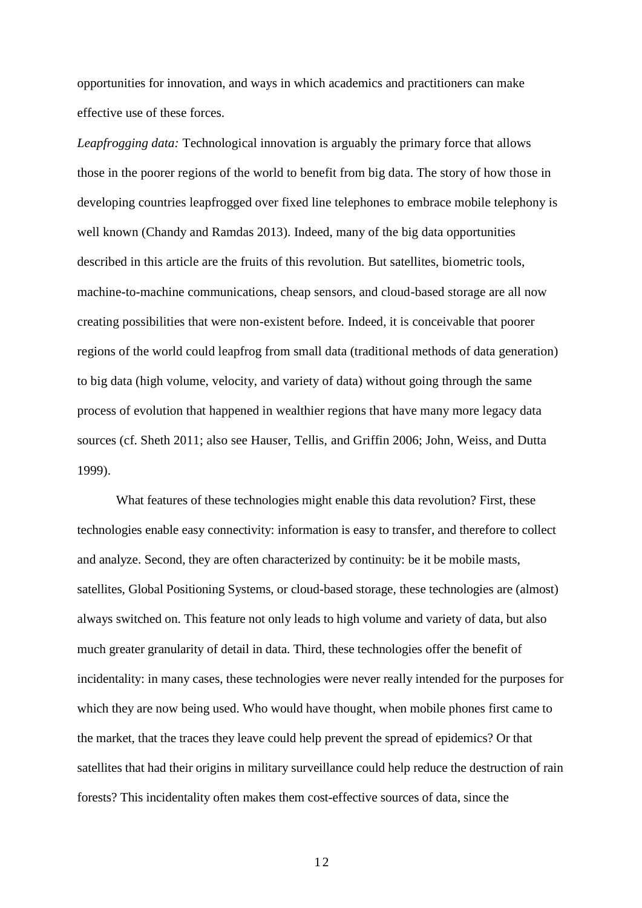opportunities for innovation, and ways in which academics and practitioners can make effective use of these forces.

*Leapfrogging data:* Technological innovation is arguably the primary force that allows those in the poorer regions of the world to benefit from big data. The story of how those in developing countries leapfrogged over fixed line telephones to embrace mobile telephony is well known (Chandy and Ramdas 2013). Indeed, many of the big data opportunities described in this article are the fruits of this revolution. But satellites, biometric tools, machine-to-machine communications, cheap sensors, and cloud-based storage are all now creating possibilities that were non-existent before. Indeed, it is conceivable that poorer regions of the world could leapfrog from small data (traditional methods of data generation) to big data (high volume, velocity, and variety of data) without going through the same process of evolution that happened in wealthier regions that have many more legacy data sources (cf. Sheth 2011; also see Hauser, Tellis, and Griffin 2006; John, Weiss, and Dutta 1999).

What features of these technologies might enable this data revolution? First, these technologies enable easy connectivity: information is easy to transfer, and therefore to collect and analyze. Second, they are often characterized by continuity: be it be mobile masts, satellites, Global Positioning Systems, or cloud-based storage, these technologies are (almost) always switched on. This feature not only leads to high volume and variety of data, but also much greater granularity of detail in data. Third, these technologies offer the benefit of incidentality: in many cases, these technologies were never really intended for the purposes for which they are now being used. Who would have thought, when mobile phones first came to the market, that the traces they leave could help prevent the spread of epidemics? Or that satellites that had their origins in military surveillance could help reduce the destruction of rain forests? This incidentality often makes them cost-effective sources of data, since the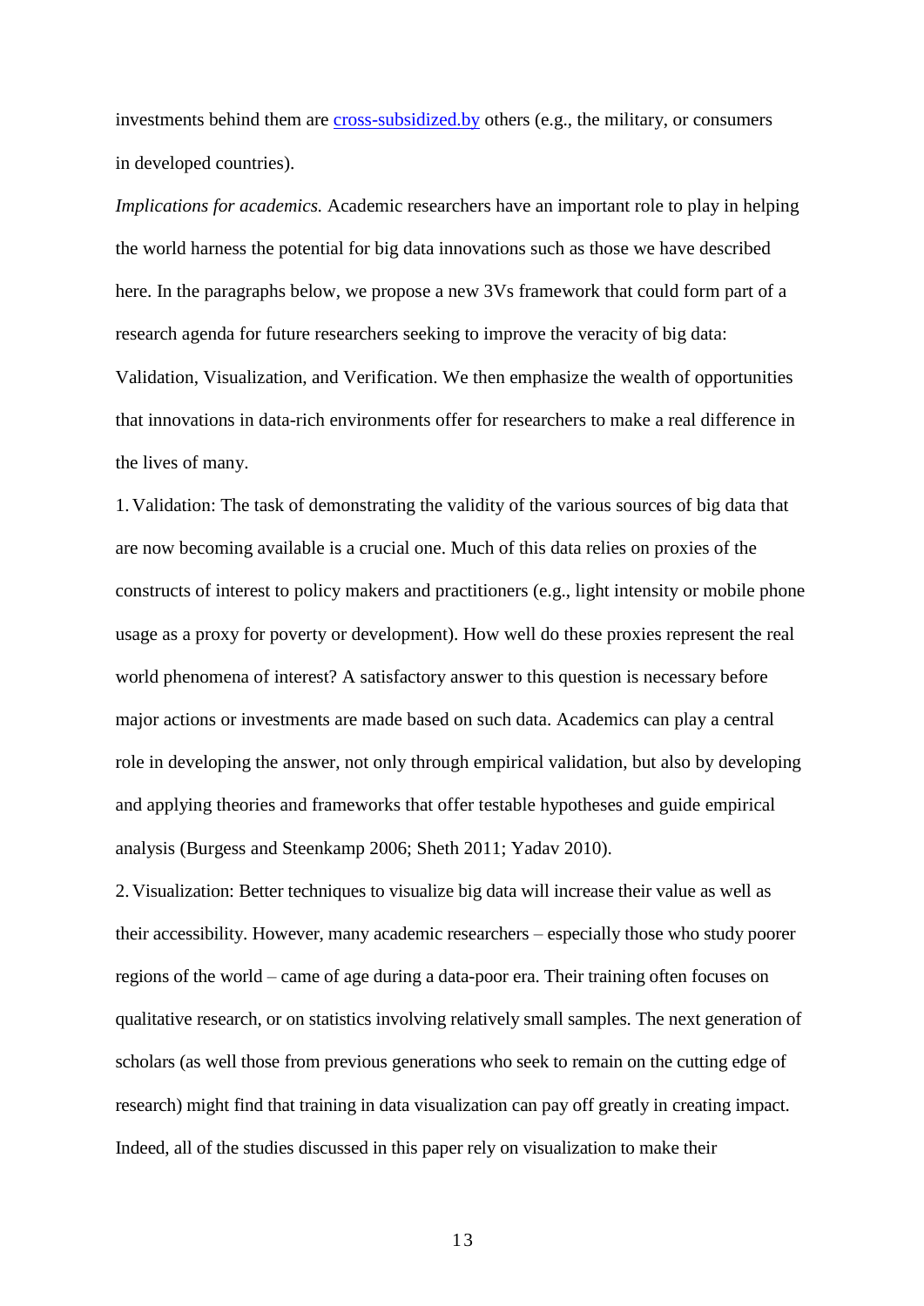investments behind them are cross-subsidized.by others (e.g., the military, or consumers in developed countries).

*Implications for academics.* Academic researchers have an important role to play in helping the world harness the potential for big data innovations such as those we have described here. In the paragraphs below, we propose a new 3Vs framework that could form part of a research agenda for future researchers seeking to improve the veracity of big data: Validation, Visualization, and Verification. We then emphasize the wealth of opportunities that innovations in data-rich environments offer for researchers to make a real difference in the lives of many.

1. Validation: The task of demonstrating the validity of the various sources of big data that are now becoming available is a crucial one. Much of this data relies on proxies of the constructs of interest to policy makers and practitioners (e.g., light intensity or mobile phone usage as a proxy for poverty or development). How well do these proxies represent the real world phenomena of interest? A satisfactory answer to this question is necessary before major actions or investments are made based on such data. Academics can play a central role in developing the answer, not only through empirical validation, but also by developing and applying theories and frameworks that offer testable hypotheses and guide empirical analysis (Burgess and Steenkamp 2006; Sheth 2011; Yadav 2010).

2. Visualization: Better techniques to visualize big data will increase their value as well as their accessibility. However, many academic researchers – especially those who study poorer regions of the world – came of age during a data-poor era. Their training often focuses on qualitative research, or on statistics involving relatively small samples. The next generation of scholars (as well those from previous generations who seek to remain on the cutting edge of research) might find that training in data visualization can pay off greatly in creating impact. Indeed, all of the studies discussed in this paper rely on visualization to make their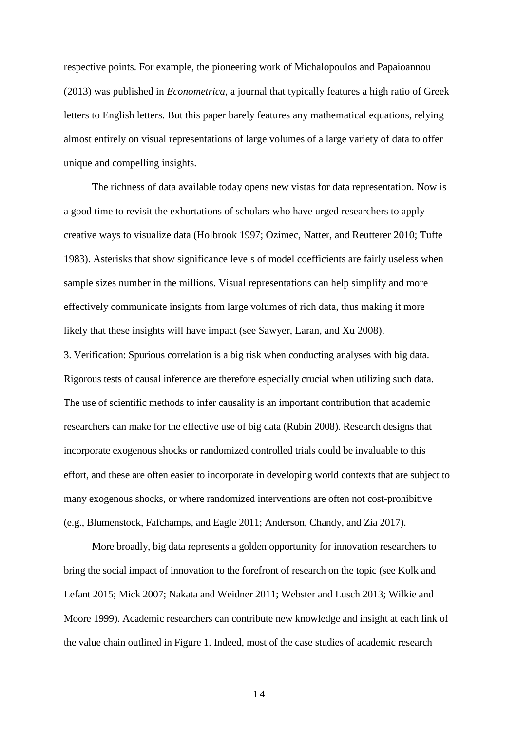respective points. For example, the pioneering work of Michalopoulos and Papaioannou (2013) was published in *Econometrica*, a journal that typically features a high ratio of Greek letters to English letters. But this paper barely features any mathematical equations, relying almost entirely on visual representations of large volumes of a large variety of data to offer unique and compelling insights.

The richness of data available today opens new vistas for data representation. Now is a good time to revisit the exhortations of scholars who have urged researchers to apply creative ways to visualize data (Holbrook 1997; Ozimec, Natter, and Reutterer 2010; Tufte 1983). Asterisks that show significance levels of model coefficients are fairly useless when sample sizes number in the millions. Visual representations can help simplify and more effectively communicate insights from large volumes of rich data, thus making it more likely that these insights will have impact (see Sawyer, Laran, and Xu 2008).

3. Verification: Spurious correlation is a big risk when conducting analyses with big data. Rigorous tests of causal inference are therefore especially crucial when utilizing such data. The use of scientific methods to infer causality is an important contribution that academic researchers can make for the effective use of big data (Rubin 2008). Research designs that incorporate exogenous shocks or randomized controlled trials could be invaluable to this effort, and these are often easier to incorporate in developing world contexts that are subject to many exogenous shocks, or where randomized interventions are often not cost-prohibitive (e.g., Blumenstock, Fafchamps, and Eagle 2011; Anderson, Chandy, and Zia 2017).

More broadly, big data represents a golden opportunity for innovation researchers to bring the social impact of innovation to the forefront of research on the topic (see Kolk and Lefant 2015; Mick 2007; Nakata and Weidner 2011; Webster and Lusch 2013; Wilkie and Moore 1999). Academic researchers can contribute new knowledge and insight at each link of the value chain outlined in Figure 1. Indeed, most of the case studies of academic research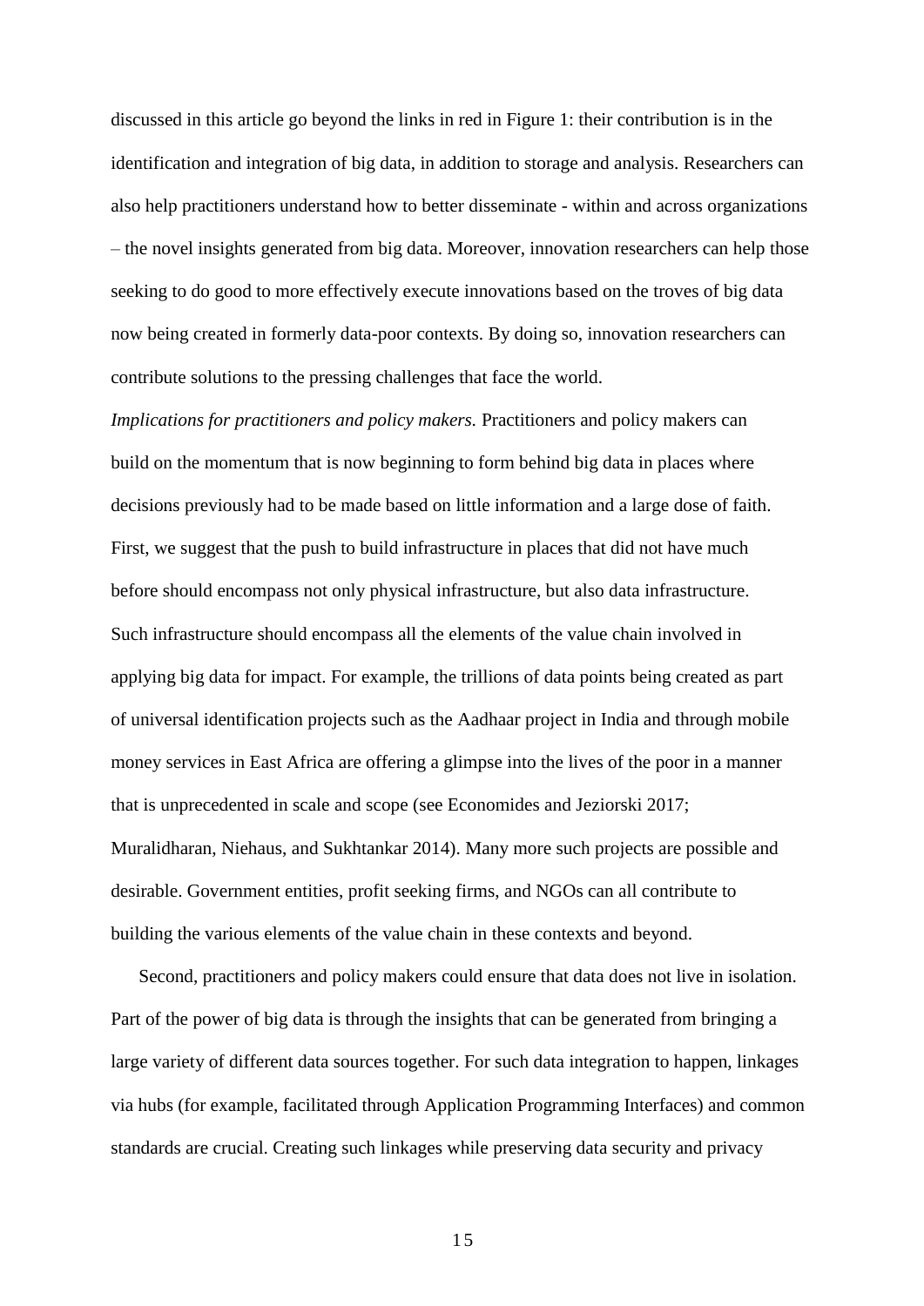discussed in this article go beyond the links in red in Figure 1: their contribution is in the identification and integration of big data, in addition to storage and analysis. Researchers can also help practitioners understand how to better disseminate - within and across organizations – the novel insights generated from big data. Moreover, innovation researchers can help those seeking to do good to more effectively execute innovations based on the troves of big data now being created in formerly data-poor contexts. By doing so, innovation researchers can contribute solutions to the pressing challenges that face the world.

*Implications for practitioners and policy makers.* Practitioners and policy makers can build on the momentum that is now beginning to form behind big data in places where decisions previously had to be made based on little information and a large dose of faith. First, we suggest that the push to build infrastructure in places that did not have much before should encompass not only physical infrastructure, but also data infrastructure. Such infrastructure should encompass all the elements of the value chain involved in applying big data for impact. For example, the trillions of data points being created as part of universal identification projects such as the Aadhaar project in India and through mobile money services in East Africa are offering a glimpse into the lives of the poor in a manner that is unprecedented in scale and scope (see Economides and Jeziorski 2017; Muralidharan, Niehaus, and Sukhtankar 2014). Many more such projects are possible and desirable. Government entities, profit seeking firms, and NGOs can all contribute to building the various elements of the value chain in these contexts and beyond.

Second, practitioners and policy makers could ensure that data does not live in isolation. Part of the power of big data is through the insights that can be generated from bringing a large variety of different data sources together. For such data integration to happen, linkages via hubs (for example, facilitated through Application Programming Interfaces) and common standards are crucial. Creating such linkages while preserving data security and privacy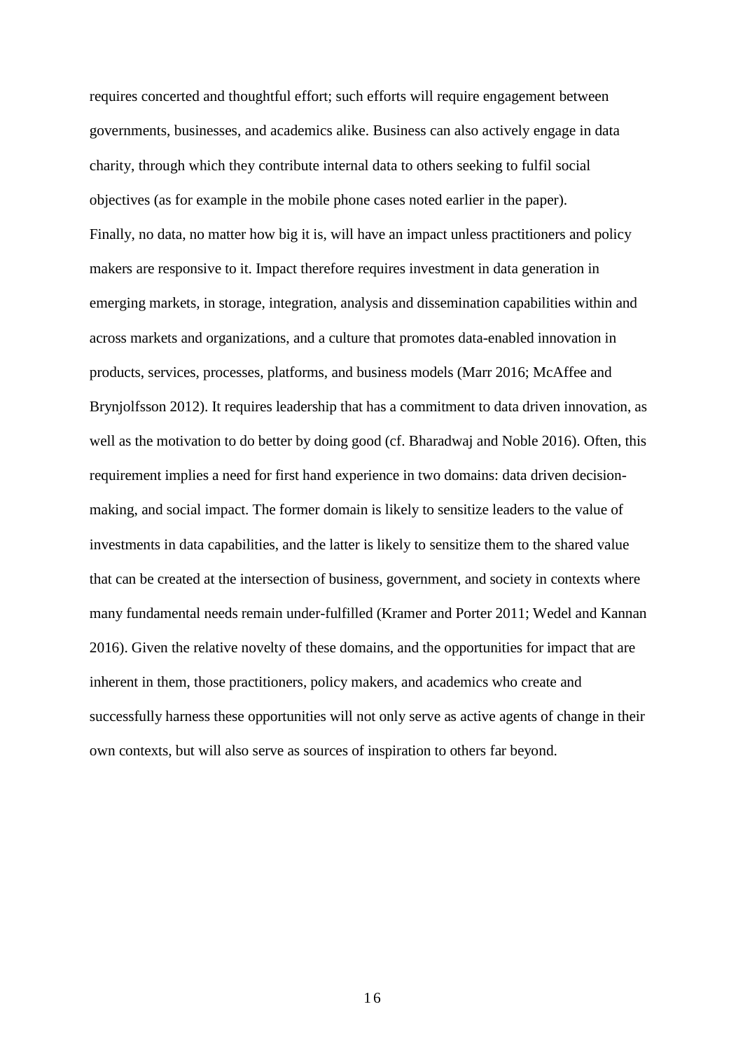requires concerted and thoughtful effort; such efforts will require engagement between governments, businesses, and academics alike. Business can also actively engage in data charity, through which they contribute internal data to others seeking to fulfil social objectives (as for example in the mobile phone cases noted earlier in the paper).

Finally, no data, no matter how big it is, will have an impact unless practitioners and policy makers are responsive to it. Impact therefore requires investment in data generation in emerging markets, in storage, integration, analysis and dissemination capabilities within and across markets and organizations, and a culture that promotes data-enabled innovation in products, services, processes, platforms, and business models (Marr 2016; McAffee and Brynjolfsson 2012). It requires leadership that has a commitment to data driven innovation, as well as the motivation to do better by doing good (cf. Bharadwaj and Noble 2016). Often, this requirement implies a need for first hand experience in two domains: data driven decision-making, and social impact. The former domain is likely to sensitize leaders to the value of investments in data capabilities, and the latter is likely to sensitize them to the shared value that can be created at the intersection of business, government, and society in contexts where many fundamental needs remain under-fulfilled (Kramer and Porter 2011; Wedel and Kannan 2016). Given the relative novelty of these domains, and the opportunities for impact that are inherent in them, those practitioners, policy makers, and academics who create and successfully harness these opportunities will not only serve as active agents of change in their own contexts, but will also serve as sources of inspiration to others far beyond.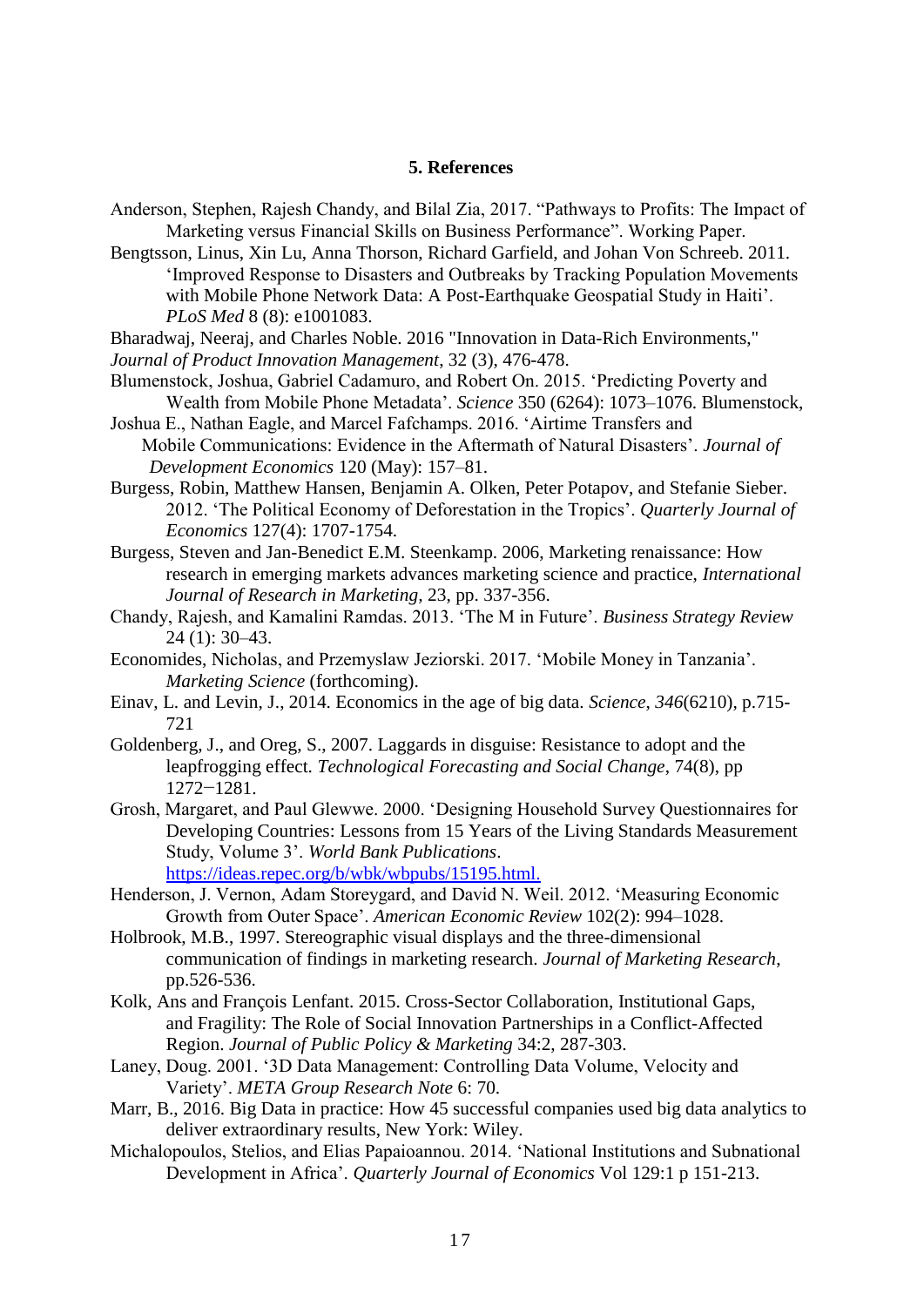## 5. References

Anderson, Stephen, Rajesh Chandy, and Bilal Zia, 2017. "Pathways to Profits: The Impact of Marketing versus Financial Skills on Business Performance". Working Paper.

Bengtsson, Linus, Xin Lu, Anna Thorson, Richard Garfield, and Johan Von Schreeb. 2011. 'Improved Response to Disasters and Outbreaks by Tracking Population Movements with Mobile Phone Network Data: A Post-Earthquake Geospatial Study in Haiti'. *PLoS Med* 8 (8): e1001083.

Bharadwaj, Neeraj, and Charles Noble. 2016 "Innovation in Data-Rich Environments," *Journal of Product Innovation Management*, 32 (3), 476-478.

Blumenstock, Joshua, Gabriel Cadamuro, and Robert On. 2015. 'Predicting Poverty and Wealth from Mobile Phone Metadata'. *Science* 350 (6264): 1073–1076. Blumenstock, Joshua E., Nathan Eagle, and Marcel Fafchamps. 2016. 'Airtime Transfers and Mobile Communications: Evidence in the Aftermath of Natural Disasters'. *Journal of Development Economics* 120 (May): 157–81.

Burgess, Robin, Matthew Hansen, Benjamin A. Olken, Peter Potapov, and Stefanie Sieber. 2012. 'The Political Economy of Deforestation in the Tropics'. *Quarterly Journal of Economics* 127(4): 1707-1754.

Burgess, Steven and Jan-Benedict E.M. Steenkamp. 2006, Marketing renaissance: How research in emerging markets advances marketing science and practice, *International Journal of Research in Marketing*, 23, pp. 337-356.

Chandy, Rajesh, and Kamalini Ramdas. 2013. 'The M in Future'. *Business Strategy Review* 24 (1): 30–43.

Economides, Nicholas, and Przemyslaw Jeziorski. 2017. 'Mobile Money in Tanzania'. *Marketing Science* (forthcoming).

Einav, L. and Levin, J., 2014. Economics in the age of big data. *Science*, *346*(6210), p.715-721

Goldenberg, J., and Oreg, S., 2007. Laggards in disguise: Resistance to adopt and the leapfrogging effect. *Technological Forecasting and Social Change*, 74(8), pp 1272−1281.

Grosh, Margaret, and Paul Glewwe. 2000. 'Designing Household Survey Questionnaires for Developing Countries: Lessons from 15 Years of the Living Standards Measurement Study, Volume 3'. *World Bank Publications*. https://ideas.repec.org/b/wbk/wbpubs/15195.html.

Henderson, J. Vernon, Adam Storeygard, and David N. Weil. 2012. 'Measuring Economic Growth from Outer Space'. *American Economic Review* 102(2): 994–1028.

Holbrook, M.B., 1997. Stereographic visual displays and the three-dimensional communication of findings in marketing research. *Journal of Marketing Research*, pp.526-536.

Kolk, Ans and François Lenfant. 2015. Cross-Sector Collaboration, Institutional Gaps, and Fragility: The Role of Social Innovation Partnerships in a Conflict-Affected Region. *Journal of Public Policy & Marketing* 34:2, 287-303.

Laney, Doug. 2001. '3D Data Management: Controlling Data Volume, Velocity and Variety'. *META Group Research Note* 6: 70.

Marr, B., 2016. Big Data in practice: How 45 successful companies used big data analytics to deliver extraordinary results, New York: Wiley.

Michalopoulos, Stelios, and Elias Papaioannou. 2014. 'National Institutions and Subnational Development in Africa'. *Quarterly Journal of Economics* Vol 129:1 p 151-213.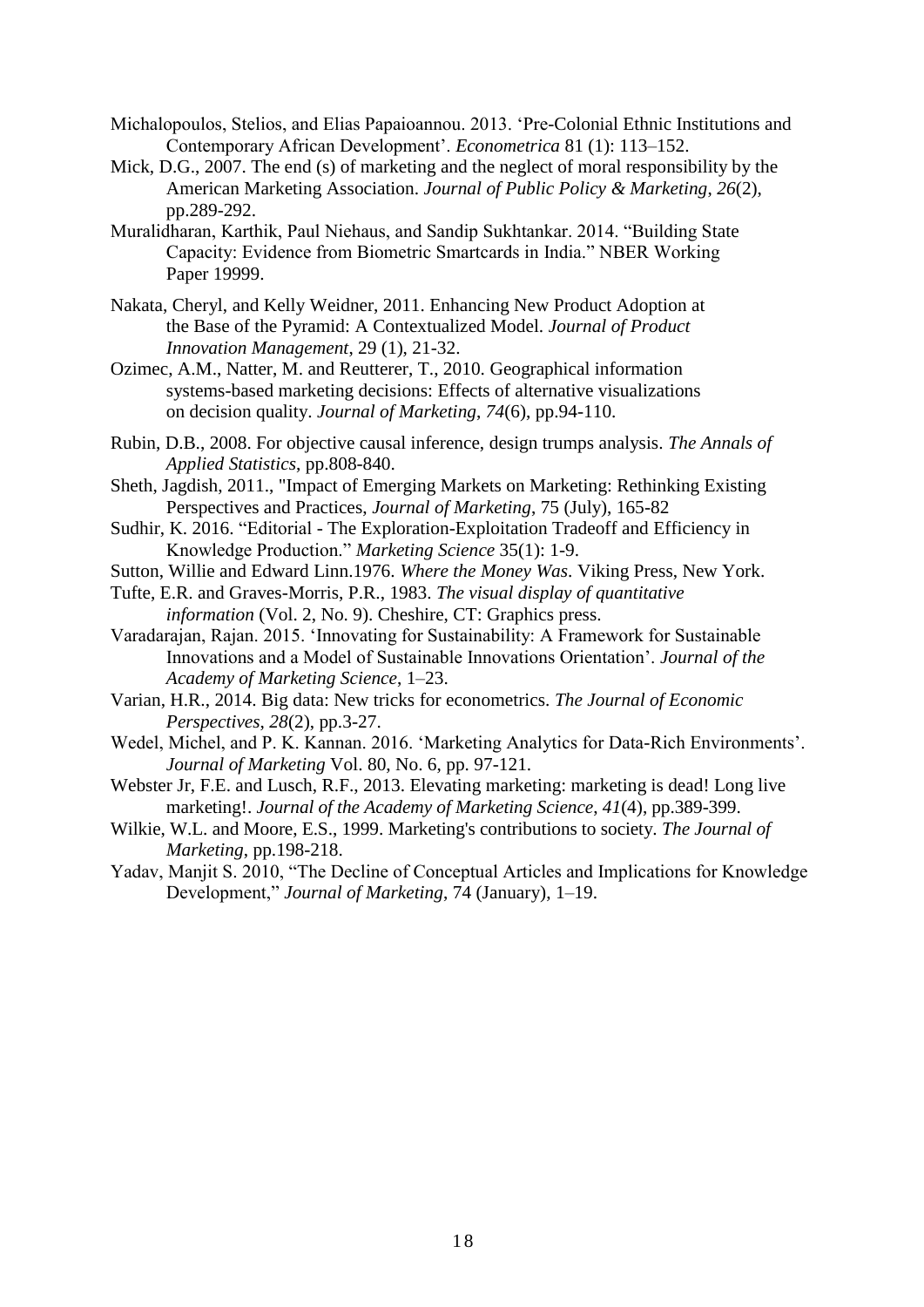Michalopoulos, Stelios, and Elias Papaioannou. 2013. 'Pre-Colonial Ethnic Institutions and Contemporary African Development'. *Econometrica* 81 (1): 113–152.

Mick, D.G., 2007. The end (s) of marketing and the neglect of moral responsibility by the American Marketing Association. *Journal of Public Policy & Marketing*, *26*(2), pp.289-292.

Muralidharan, Karthik, Paul Niehaus, and Sandip Sukhtankar. 2014. "Building State Capacity: Evidence from Biometric Smartcards in India." NBER Working Paper 19999.

Nakata, Cheryl, and Kelly Weidner, 2011. Enhancing New Product Adoption at the Base of the Pyramid: A Contextualized Model. *Journal of Product Innovation Management*, 29 (1), 21-32.

Ozimec, A.M., Natter, M. and Reutterer, T., 2010. Geographical information systems-based marketing decisions: Effects of alternative visualizations on decision quality. *Journal of Marketing*, *74*(6), pp.94-110.

Rubin, D.B., 2008. For objective causal inference, design trumps analysis. *The Annals of Applied Statistics*, pp.808-840.

Sheth, Jagdish, 2011., "Impact of Emerging Markets on Marketing: Rethinking Existing Perspectives and Practices, *Journal of Marketing*, 75 (July), 165-82

Sudhir, K. 2016. "Editorial - The Exploration-Exploitation Tradeoff and Efficiency in Knowledge Production." *Marketing Science* 35(1): 1-9.

Sutton, Willie and Edward Linn.1976. *Where the Money Was*. Viking Press, New York.

Tufte, E.R. and Graves-Morris, P.R., 1983. *The visual display of quantitative information* (Vol. 2, No. 9). Cheshire, CT: Graphics press.

Varadarajan, Rajan. 2015. 'Innovating for Sustainability: A Framework for Sustainable Innovations and a Model of Sustainable Innovations Orientation'. *Journal of the Academy of Marketing Science*, 1–23.

Varian, H.R., 2014. Big data: New tricks for econometrics. *The Journal of Economic Perspectives*, *28*(2), pp.3-27.

Wedel, Michel, and P. K. Kannan. 2016. 'Marketing Analytics for Data-Rich Environments'. *Journal of Marketing* Vol. 80, No. 6, pp. 97-121.

Webster Jr, F.E. and Lusch, R.F., 2013. Elevating marketing: marketing is dead! Long live marketing!. *Journal of the Academy of Marketing Science*, *41*(4), pp.389-399.

Wilkie, W.L. and Moore, E.S., 1999. Marketing's contributions to society. *The Journal of Marketing*, pp.198-218.

Yadav, Manjit S. 2010, "The Decline of Conceptual Articles and Implications for Knowledge Development," *Journal of Marketing*, 74 (January), 1–19.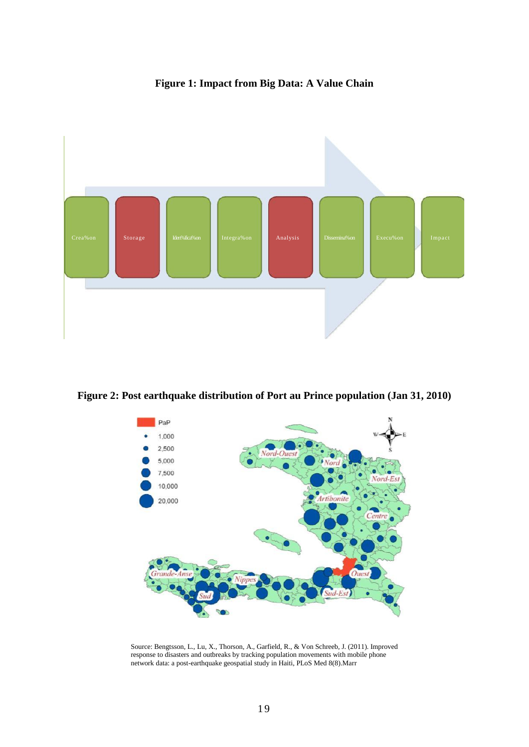**Figure 1: Impact from Big Data: A Value Chain**

Crea%on

Storage

Iden%fica%on

Integra%on

Analysis

Dissemina%on

Execu%on

Impact

**Figure 2: Post earthquake distribution of Port au Prince population (Jan 31, 2010)**

PaP

1,000

2,500

5,000

7,500

10,000

20,000

Nord-Ouest

Nord

Nord-Est

Artibonite

Centre

Grande-Anse

Nippes

Ouest

Sud

Sud-Est

Source: Bengtsson, L., Lu, X., Thorson, A., Garfield, R., & Von Schreeb, J. (2011). Improved response to disasters and outbreaks by tracking population movements with mobile phone network data: a post-earthquake geospatial study in Haiti, PLoS Med 8(8).Marr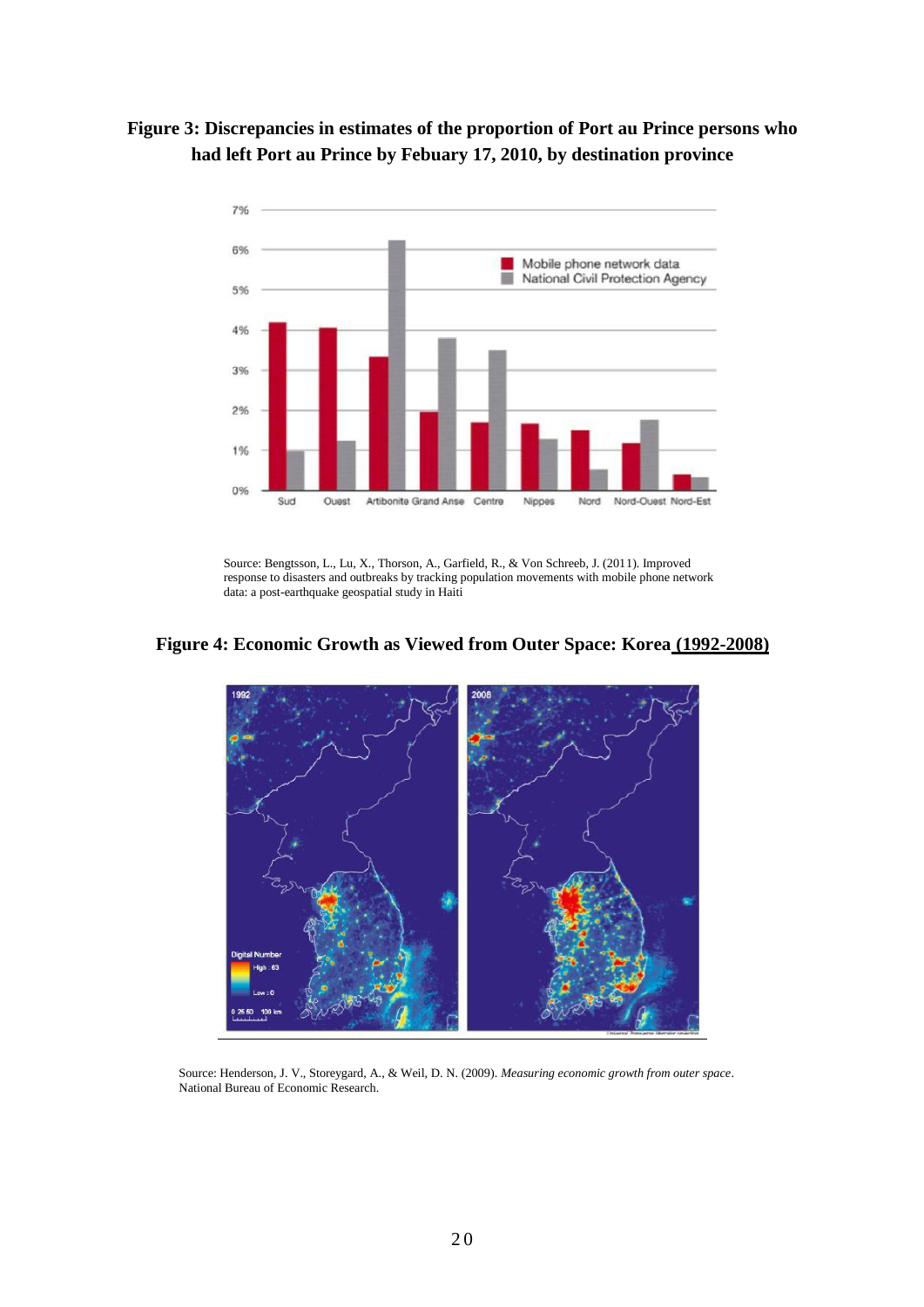**Figure 3: Discrepancies in estimates of the proportion of Port au Prince persons who had left Port au Prince by Febuary 17, 2010, by destination province**

Source: Bengtsson, L., Lu, X., Thorson, A., Garfield, R., & Von Schreeb, J. (2011). Improved response to disasters and outbreaks by tracking population movements with mobile phone network data: a post-earthquake geospatial study in Haiti

**Figure 4: Economic Growth as Viewed from Outer Space: Korea (1992-2008)**

Source: Henderson, J. V., Storeygard, A., & Weil, D. N. (2009). *Measuring economic growth from outer space*. National Bureau of Economic Research.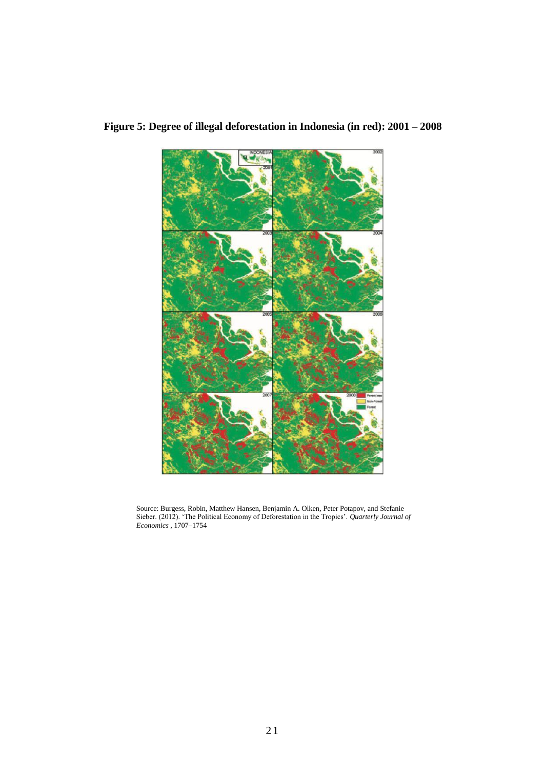**Figure 5: Degree of illegal deforestation in Indonesia (in red): 2001 – 2008**

INDONESIA

2001

2002

2003

2004

2005

2006

2007

2008

Forest loss

Non-Forest

Forest

Source: Burgess, Robin, Matthew Hansen, Benjamin A. Olken, Peter Potapov, and Stefanie Sieber. (2012). 'The Political Economy of Deforestation in the Tropics'. *Quarterly Journal of Economics* , 1707–1754